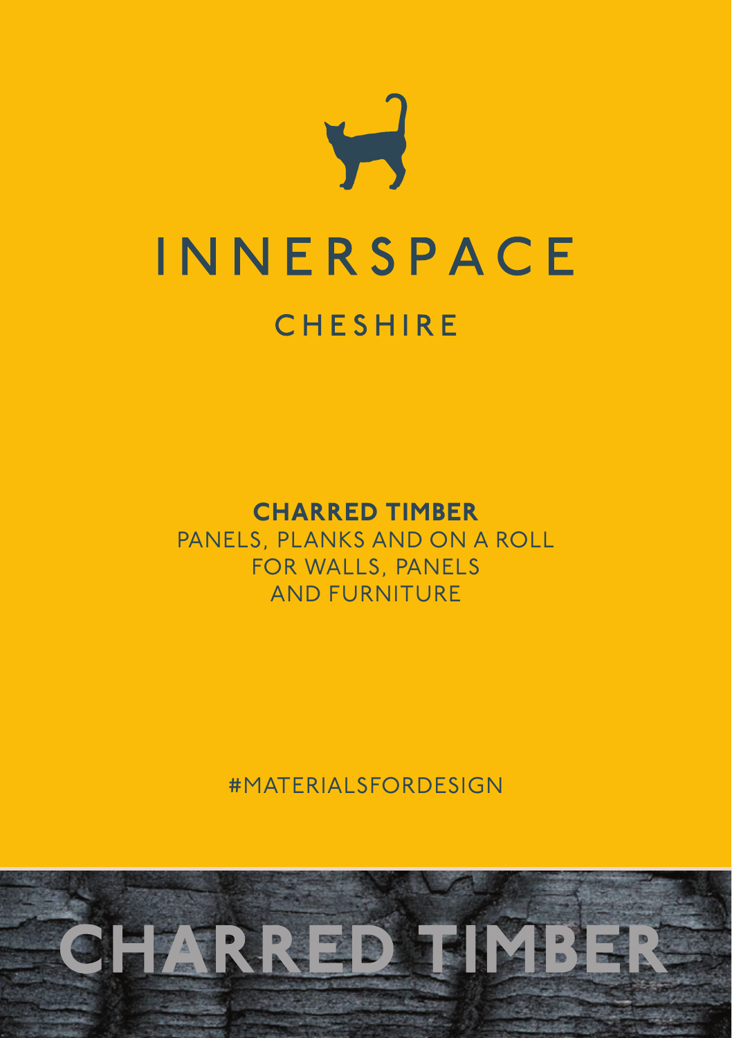# INNERSPACE

## CHESHIRE

**CHARRED TIMBER**

PANELS, PLANKS AND ON A ROLL
FOR WALLS, PANELS
AND FURNITURE

#MATERIALSFORDESIGN

# CHARRED TIMBER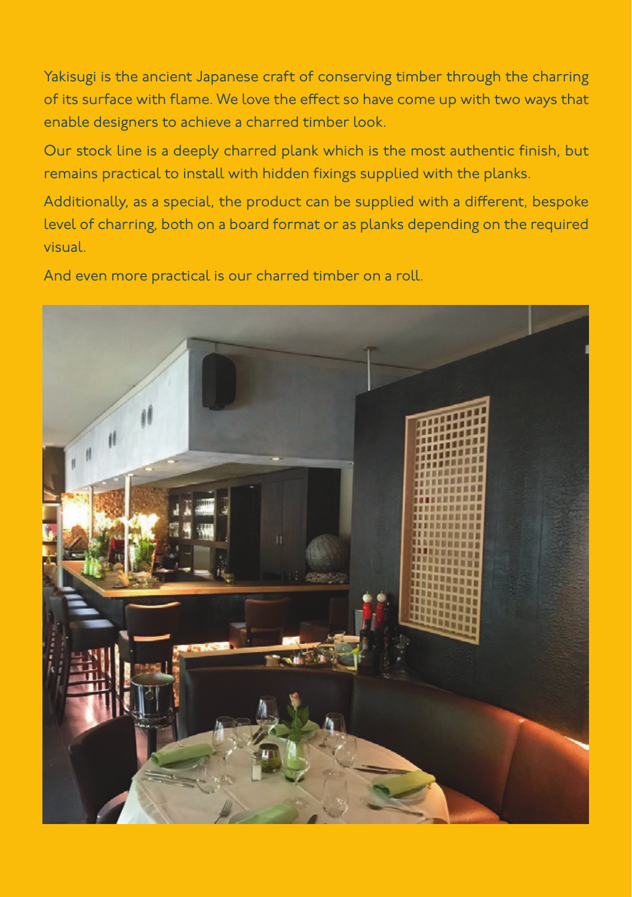Yakisugi is the ancient Japanese craft of conserving timber through the charring of its surface with flame. We love the effect so have come up with two ways that enable designers to achieve a charred timber look.

Our stock line is a deeply charred plank which is the most authentic finish, but remains practical to install with hidden fixings supplied with the planks.

Additionally, as a special, the product can be supplied with a different, bespoke level of charring, both on a board format or as planks depending on the required visual.

And even more practical is our charred timber on a roll.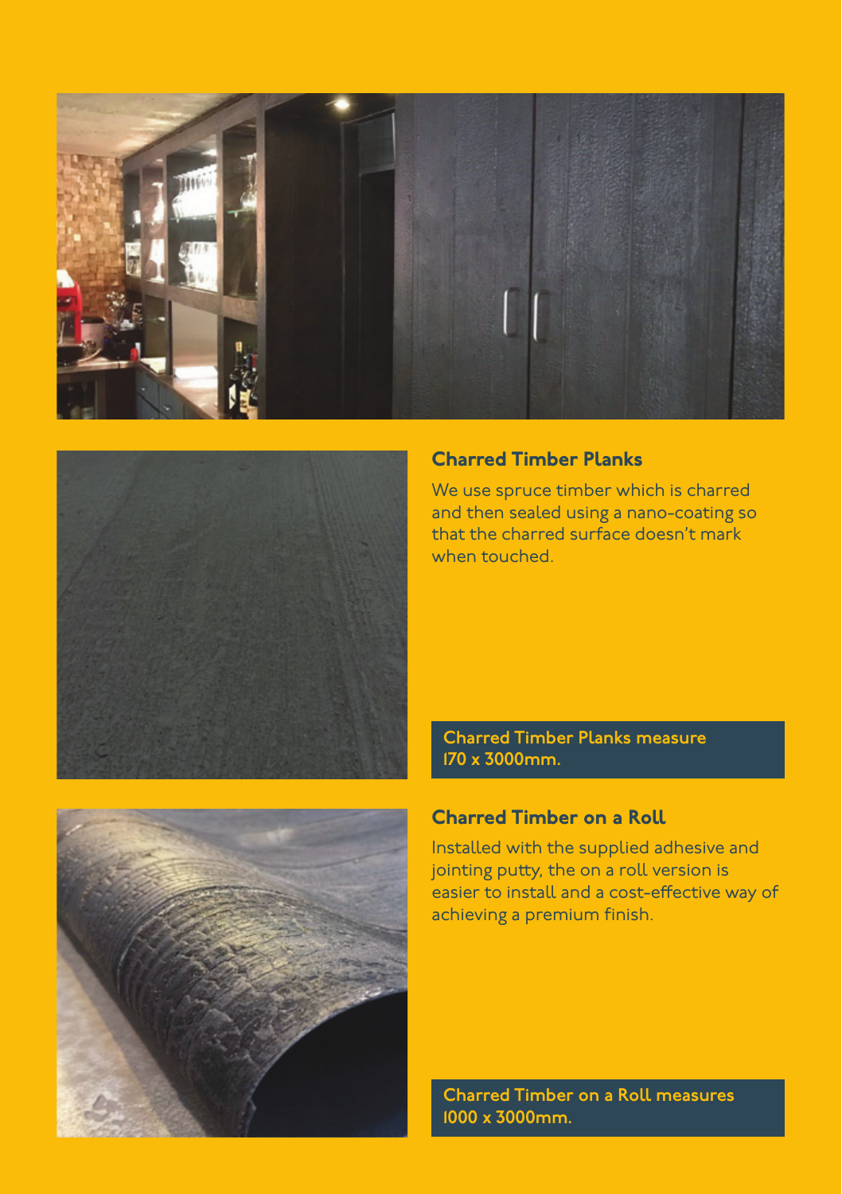## Charred Timber Planks

We use spruce timber which is charred and then sealed using a nano-coating so that the charred surface doesn't mark when touched.

**Charred Timber Planks measure 170 x 3000mm.**

## Charred Timber on a Roll

Installed with the supplied adhesive and jointing putty, the on a roll version is easier to install and a cost-effective way of achieving a premium finish.

**Charred Timber on a Roll measures 1000 x 3000mm.**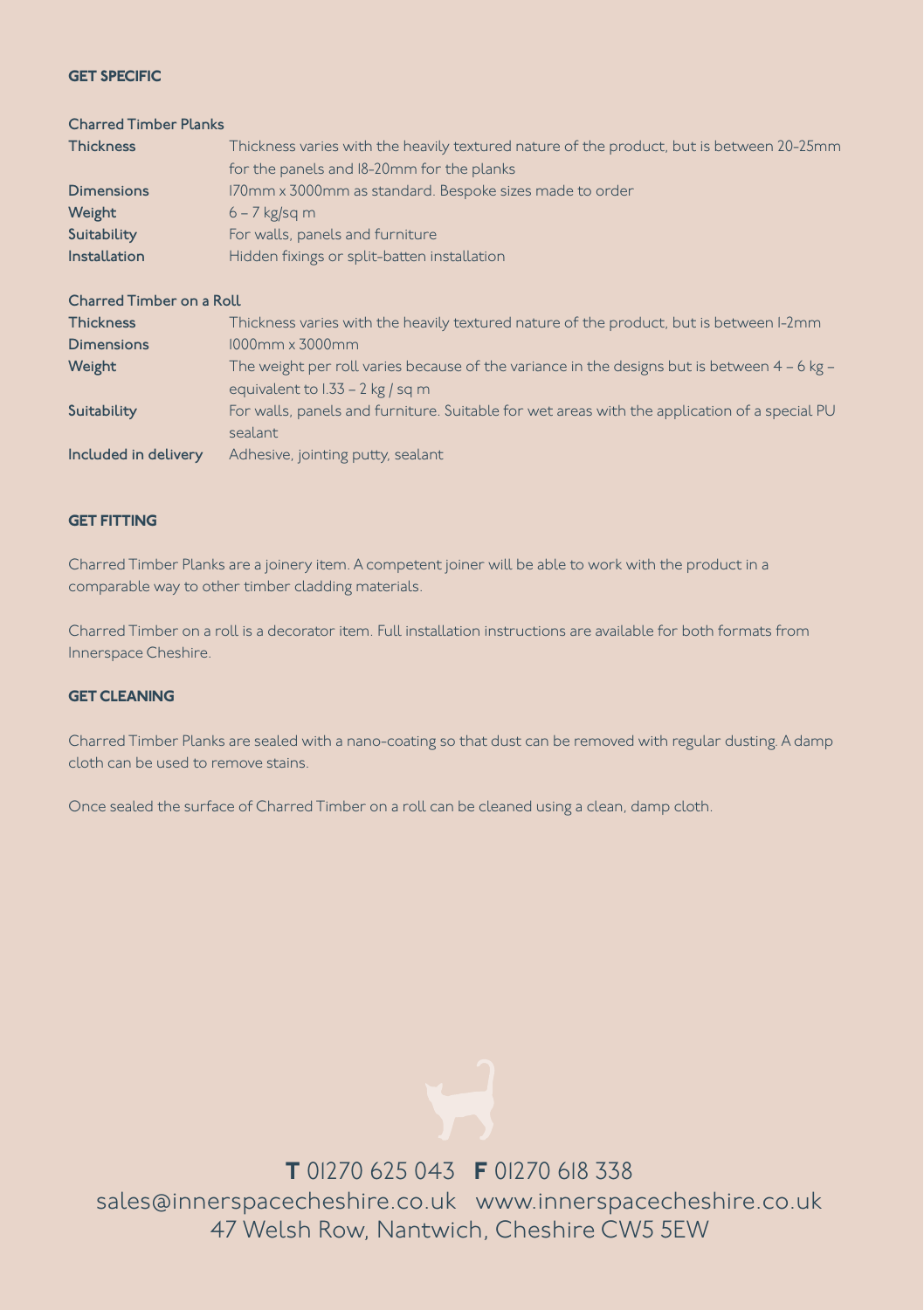## GET SPECIFIC

### Charred Timber Planks

| | |
|---|---|
| **Thickness** | Thickness varies with the heavily textured nature of the product, but is between 20-25mm for the panels and 18-20mm for the planks |
| **Dimensions** | 170mm x 3000mm as standard. Bespoke sizes made to order |
| **Weight** | 6 – 7 kg/sq m |
| **Suitability** | For walls, panels and furniture |
| **Installation** | Hidden fixings or split-batten installation |

### Charred Timber on a Roll

| | |
|---|---|
| **Thickness** | Thickness varies with the heavily textured nature of the product, but is between 1-2mm |
| **Dimensions** | 1000mm x 3000mm |
| **Weight** | The weight per roll varies because of the variance in the designs but is between 4 – 6 kg – equivalent to 1.33 – 2 kg / sq m |
| **Suitability** | For walls, panels and furniture. Suitable for wet areas with the application of a special PU sealant |
| **Included in delivery** | Adhesive, jointing putty, sealant |

## GET FITTING

Charred Timber Planks are a joinery item. A competent joiner will be able to work with the product in a comparable way to other timber cladding materials.

Charred Timber on a roll is a decorator item. Full installation instructions are available for both formats from Innerspace Cheshire.

## GET CLEANING

Charred Timber Planks are sealed with a nano-coating so that dust can be removed with regular dusting. A damp cloth can be used to remove stains.

Once sealed the surface of Charred Timber on a roll can be cleaned using a clean, damp cloth.

**T** 01270 625 043 **F** 01270 618 338
sales@innerspacecheshire.co.uk www.innerspacecheshire.co.uk
47 Welsh Row, Nantwich, Cheshire CW5 5EW